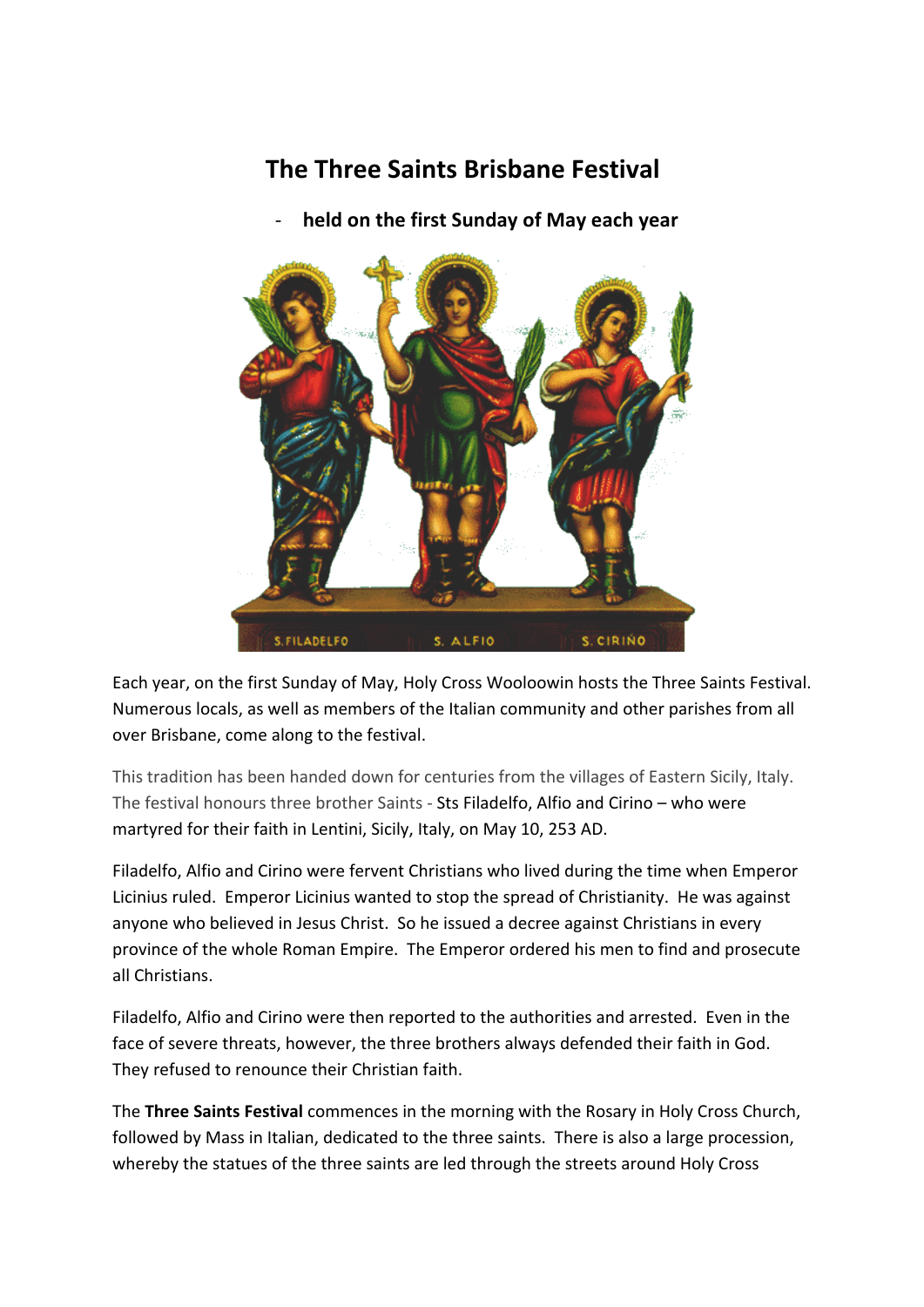# The Three Saints Brisbane Festival

- **held on the first Sunday of May each year**

Each year, on the first Sunday of May, Holy Cross Wooloowin hosts the Three Saints Festival. Numerous locals, as well as members of the Italian community and other parishes from all over Brisbane, come along to the festival.

This tradition has been handed down for centuries from the villages of Eastern Sicily, Italy. The festival honours three brother Saints - Sts Filadelfo, Alfio and Cirino – who were martyred for their faith in Lentini, Sicily, Italy, on May 10, 253 AD.

Filadelfo, Alfio and Cirino were fervent Christians who lived during the time when Emperor Licinius ruled. Emperor Licinius wanted to stop the spread of Christianity. He was against anyone who believed in Jesus Christ. So he issued a decree against Christians in every province of the whole Roman Empire. The Emperor ordered his men to find and prosecute all Christians.

Filadelfo, Alfio and Cirino were then reported to the authorities and arrested. Even in the face of severe threats, however, the three brothers always defended their faith in God. They refused to renounce their Christian faith.

The **Three Saints Festival** commences in the morning with the Rosary in Holy Cross Church, followed by Mass in Italian, dedicated to the three saints. There is also a large procession, whereby the statues of the three saints are led through the streets around Holy Cross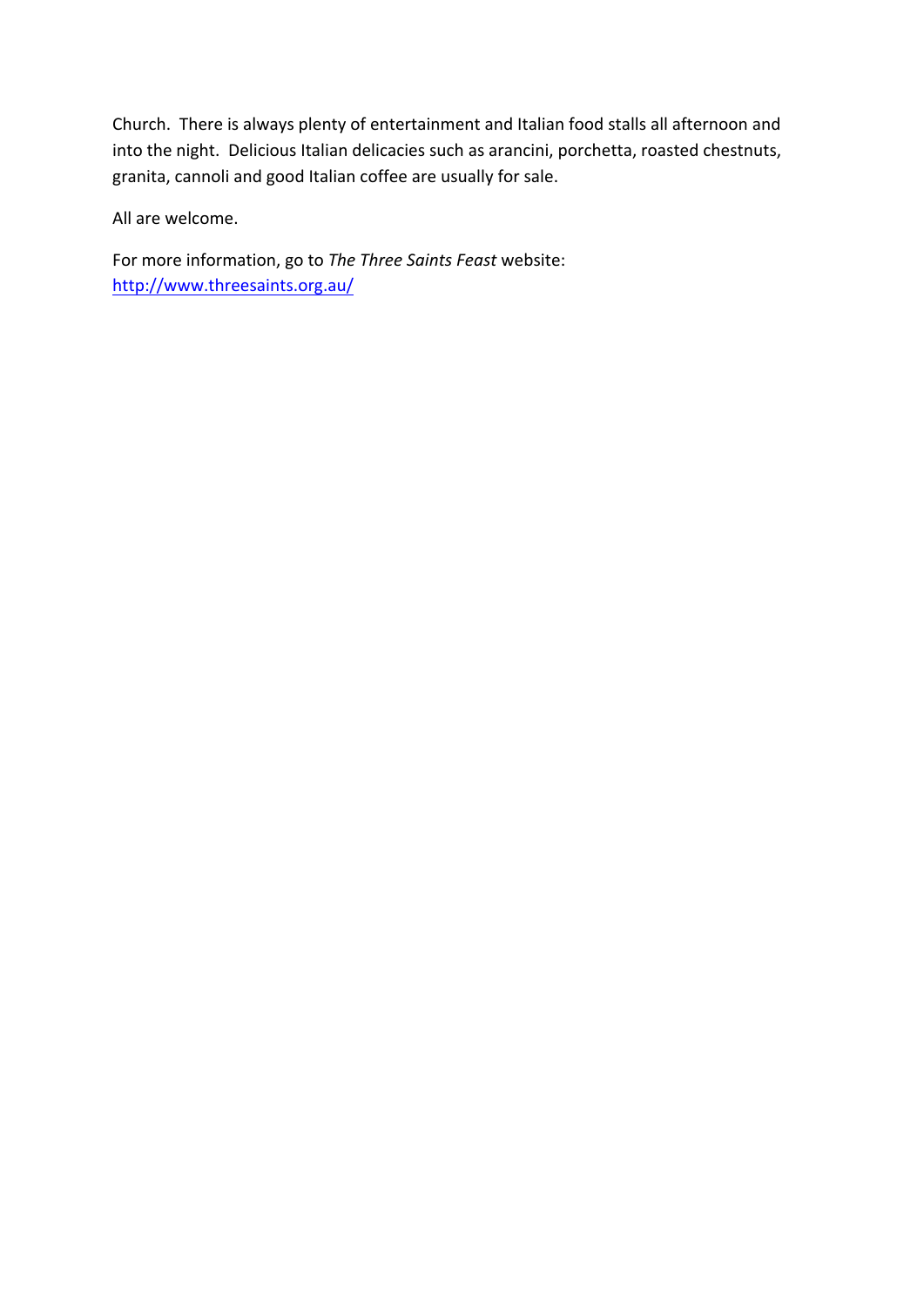Church. There is always plenty of entertainment and Italian food stalls all afternoon and into the night. Delicious Italian delicacies such as arancini, porchetta, roasted chestnuts, granita, cannoli and good Italian coffee are usually for sale.

All are welcome.

For more information, go to *The Three Saints Feast* website:
http://www.threesaints.org.au/